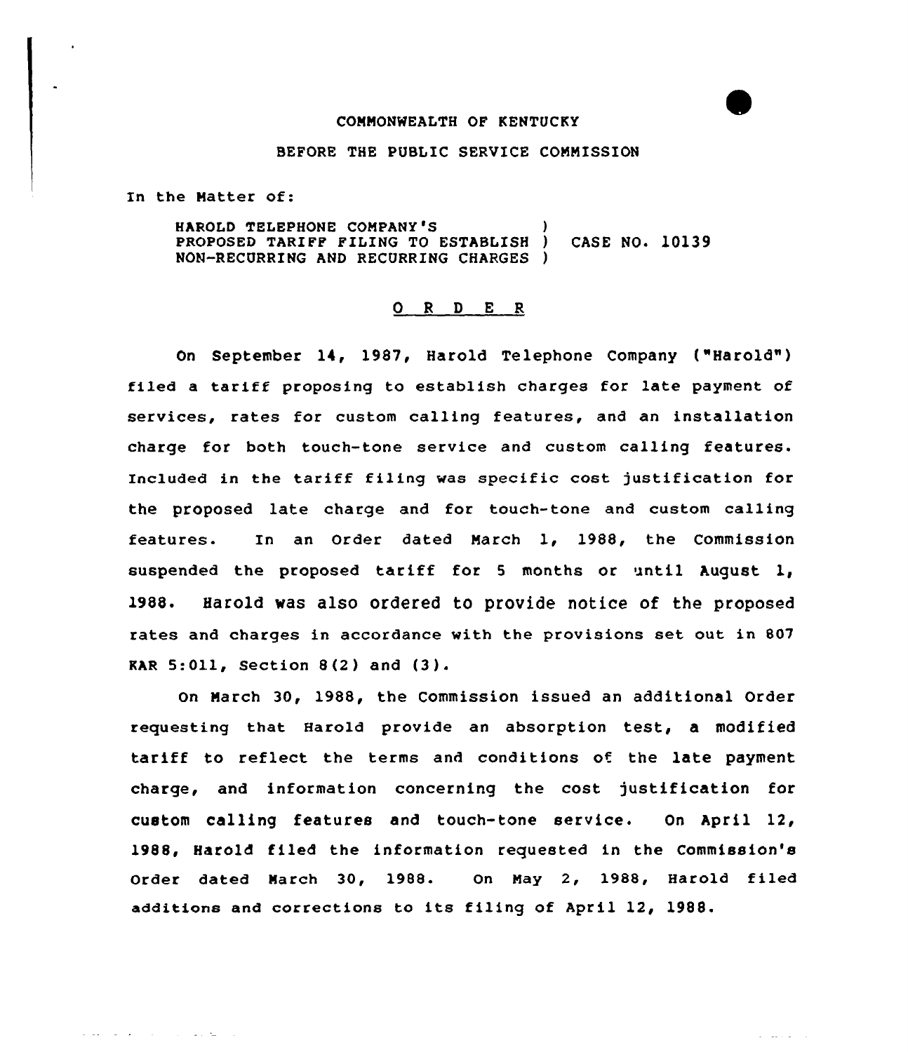COMMONWEALTH OF KENTUCKY

BEFORE THE PUBLIC SERVICE COMMISSION

In the Matter of:

HAROLD TELEPHONE COMPANY'S PROPOSED TARIFF FILING TO ESTABLISH NON-RECURRING AND RECURRING CHARGES ) CASE NO. 10139

## O R D E R

On September 14, 1987, Harold Telephone Company ("Harold") filed a tariff proposing to establish charges for late payment of services, rates for custom calling features, and an installation charge for both touch-tone service and custom calling features. Included in the tariff filing was specific cost justification for the proposed late charge and for touch-tone and custom calling features. In an Order dated March 1, 1988, the Commission suspended the proposed tariff for 5 months or until August 1, 1988. Harold was also ordered to provide notice of the proposed rates and charges in accordance with the provisions set out in 807 KAR 5:011, Section 8(2) and (3).

On March 30, 1988, the Commission issued an additional Order requesting that Harold provide an absorption test, a modified tariff to reflect the terms and conditions of the late payment charge, and information concerning the cost justification for custom calling features and touch-tone service. On April 12, 1988, Harold filed the information requested in the Commission's Order dated March 30, 1988. On May 2, 1988, Harold filed additions and corrections to its filing of April 12, 1988.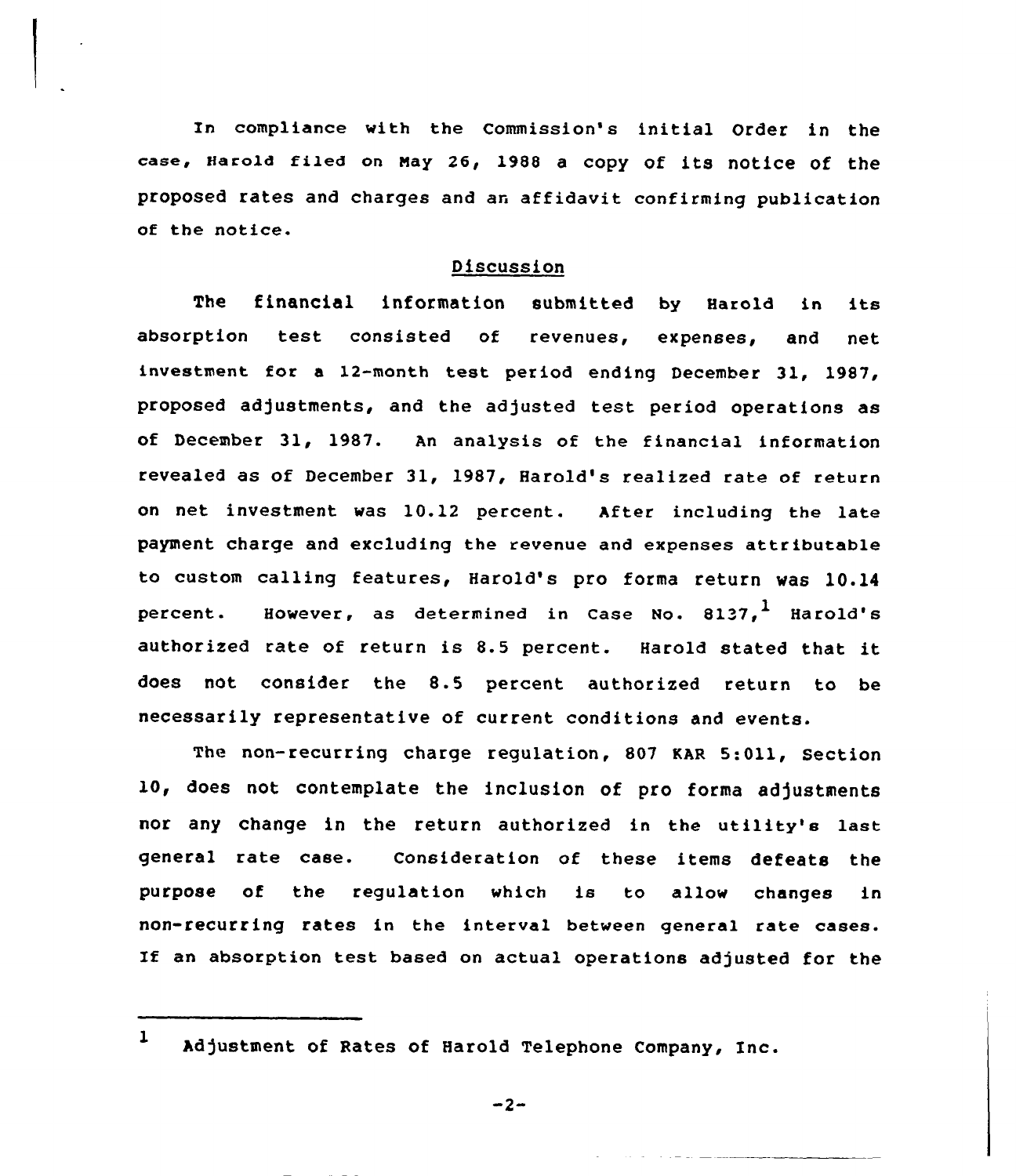In compliance with the Commission's initial Order in the case, Harold filed on May 26, 1988 a copy of its notice of the proposed rates and charges and an affidavit confirming publication of the notice.

## Discussion

The financial information submitted by Harold in its absorption test consisted of revenues, expenses, and net investment for a 12-month test period ending December 31, 1987, proposed adjustments, and the adjusted test period operations as of December 31, 1987. An analysis of the financial information revealed as of December 31, 1987, Harold's realized rate of return on net investment was 10.12 percent. After including the late payment charge and excluding the revenue and expenses attributable to custom calling features, Harold's pro forma return was 10.14 percent. However, as determined in Case No. 8137,[1] Harold's authorized rate of return is 8.5 percent. Harold stated that it does not consider the 8.5 percent authorized return to be necessarily representative of current conditions and events.

The non-recurring charge regulation, 807 KAR 5:011, Section 10, does not contemplate the inclusion of pro forma adjustments nor any change in the return authorized in the utility's last general rate case. Consideration of these items defeats the purpose of the regulation which is to allow changes in non-recurring rates in the interval between general rate cases. If an absorption test based on actual operations adjusted for the

---

[1] Adjustment of Rates of Harold Telephone Company, Inc.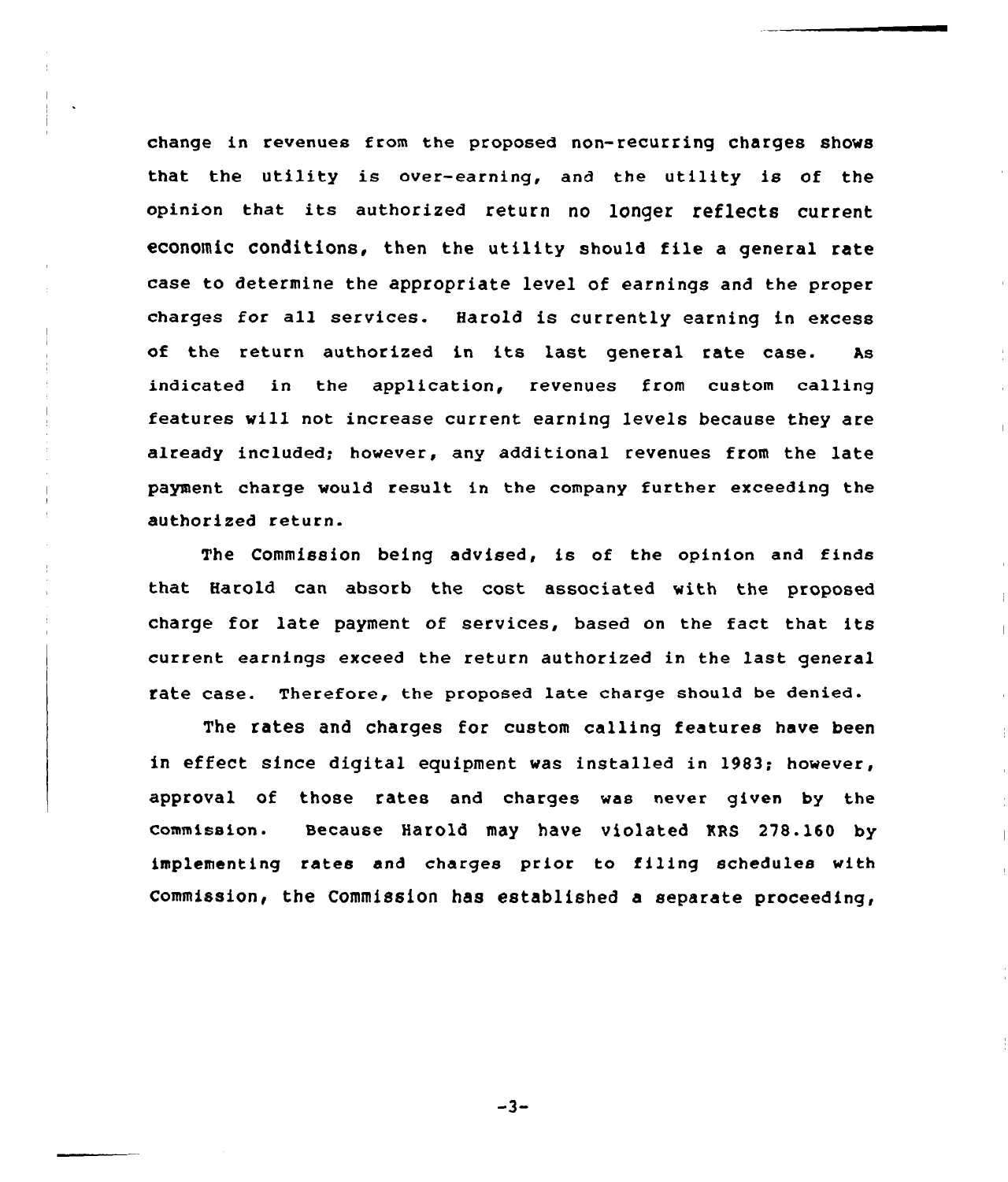change in revenues from the proposed non-recurring charges shows that the utility is over-earning, and the utility is of the opinion that its authorized return no longer reflects current economic conditions, then the utility should file a general rate case to determine the appropriate level of earnings and the proper charges for all services. Harold is currently earning in excess of the return authorized in its last general rate case. As indicated in the application, revenues from custom calling features will not increase current earning levels because they are already included; however, any additional revenues from the late payment charge would result in the company further exceeding the authorized return.

The Commission being advised, is of the opinion and finds that Harold can absorb the cost associated with the proposed charge for late payment of services, based on the fact that its current earnings exceed the return authorized in the last general rate case. Therefore, the proposed late charge should be denied.

The rates and charges for custom calling features have been in effect since digital equipment was installed in 1983; however, approval of those rates and charges was never given by the Commission. Because Harold may have violated KRS 278.160 by implementing rates and charges prior to filing schedules with Commission, the Commission has established a separate proceeding,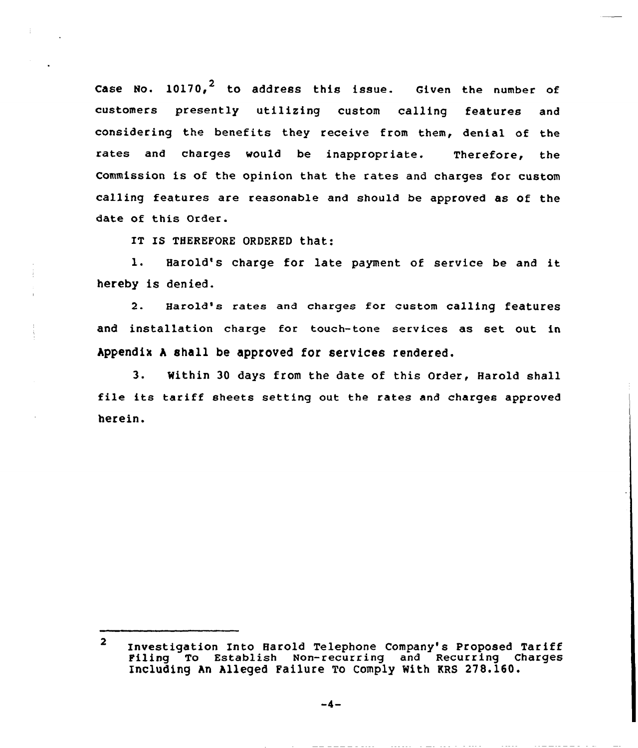Case No. 10170,[2] to address this issue. Given the number of customers presently utilizing custom calling features and considering the benefits they receive from them, denial of the rates and charges would be inappropriate. Therefore, the Commission is of the opinion that the rates and charges for custom calling features are reasonable and should be approved as of the date of this Order.

IT IS THEREFORE ORDERED that:

1. Harold's charge for late payment of service be and it hereby is denied.

2. Harold's rates and charges for custom calling features and installation charge for touch-tone services as set out in Appendix A shall be approved for services rendered.

3. Within 30 days from the date of this Order, Harold shall file its tariff sheets setting out the rates and charges approved herein.

---

[2] Investigation Into Harold Telephone Company's Proposed Tariff Filing To Establish Non-recurring and Recurring Charges Including An Alleged Failure To Comply With KRS 278.160.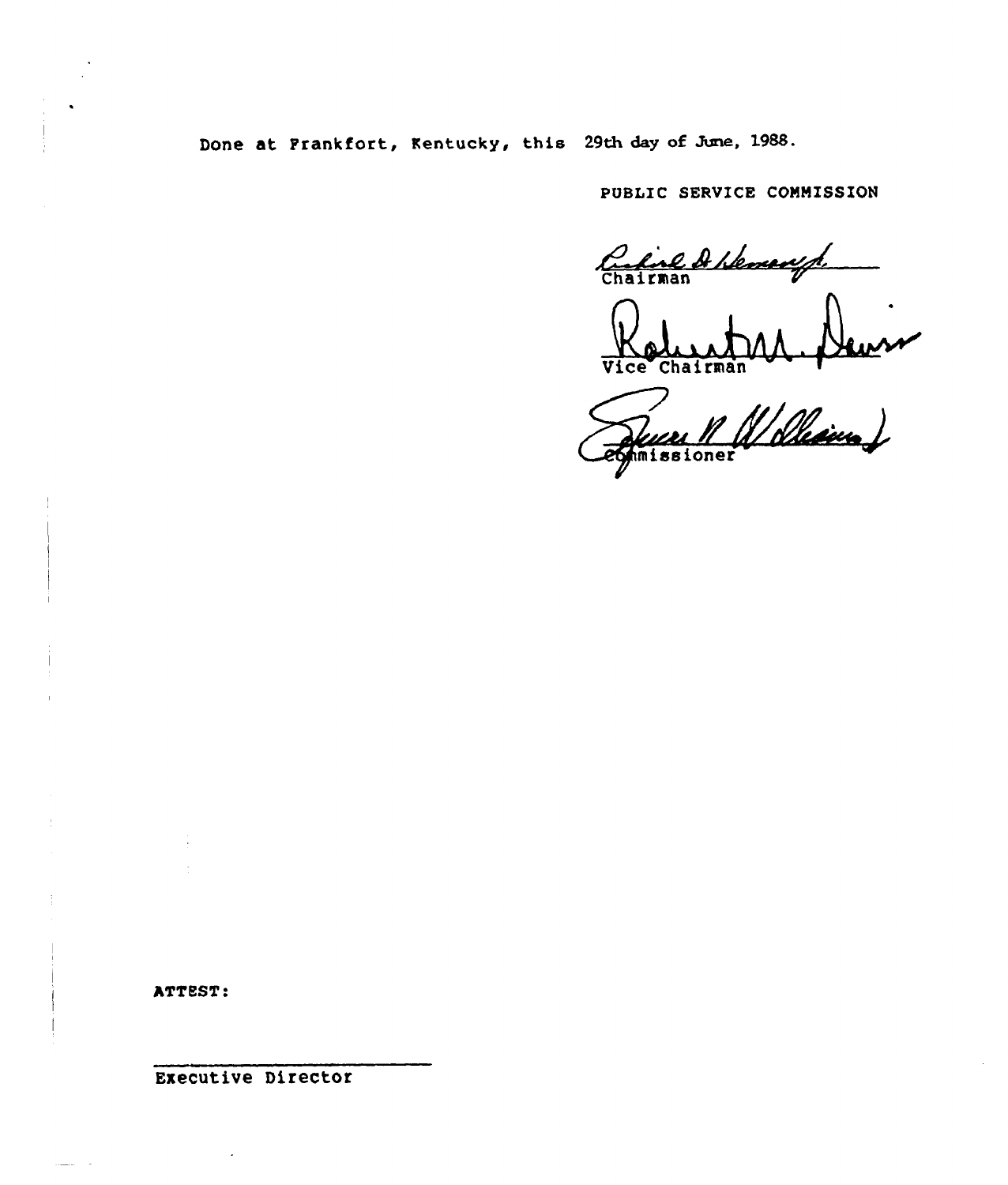Done at Frankfort, Kentucky, this 29th day of June, 1988.

PUBLIC SERVICE COMMISSION

Chairman

Vice Chairman

Commissioner

ATTEST:

Executive Director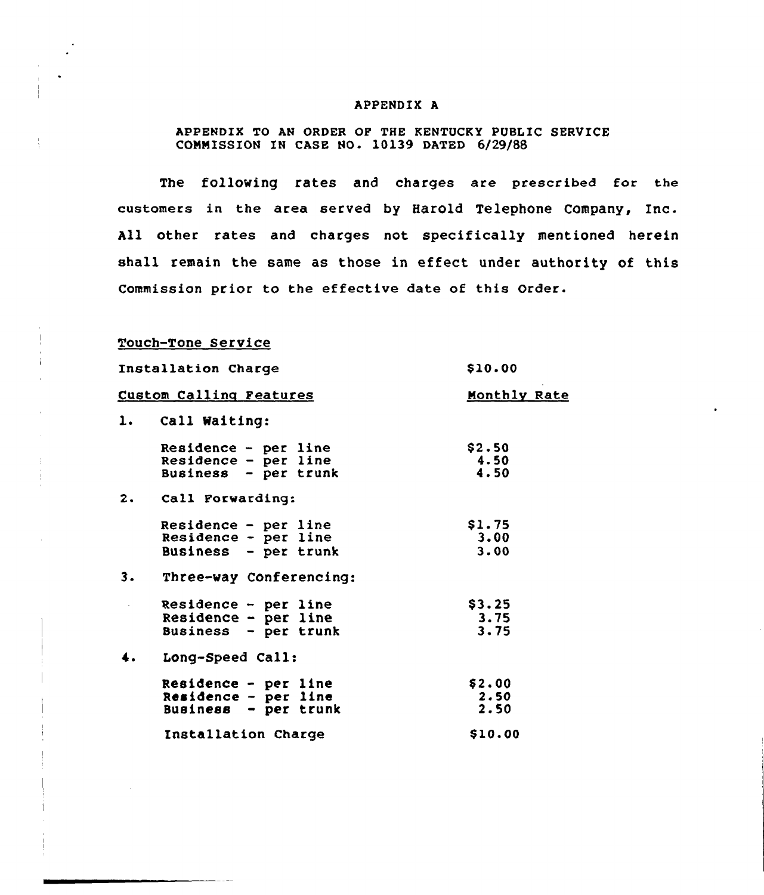# APPENDIX A

APPENDIX TO AN ORDER OF THE KENTUCKY PUBLIC SERVICE COMMISSION IN CASE NO. 10139 DATED 6/29/88

The following rates and charges are prescribed for the customers in the area served by Harold Telephone Company, Inc. All other rates and charges not specifically mentioned herein shall remain the same as those in effect under authority of this Commission prior to the effective date of this Order.

Touch-Tone Service

| | |
|---|---|
| Installation Charge | $10.00 |
| Custom Calling Features | Monthly Rate |
| 1. Call Waiting: | |
| Residence - per line | $2.50 |
| Residence - per line | 4.50 |
| Business - per trunk | 4.50 |
| 2. Call Forwarding: | |
| Residence - per line | $1.75 |
| Residence - per line | 3.00 |
| Business - per trunk | 3.00 |
| 3. Three-way Conferencing: | |
| Residence - per line | $3.25 |
| Residence - per line | 3.75 |
| Business - per trunk | 3.75 |
| 4. Long-Speed Call: | |
| Residence - per line | $2.00 |
| Residence - per line | 2.50 |
| Business - per trunk | 2.50 |
| Installation Charge | $10.00 |